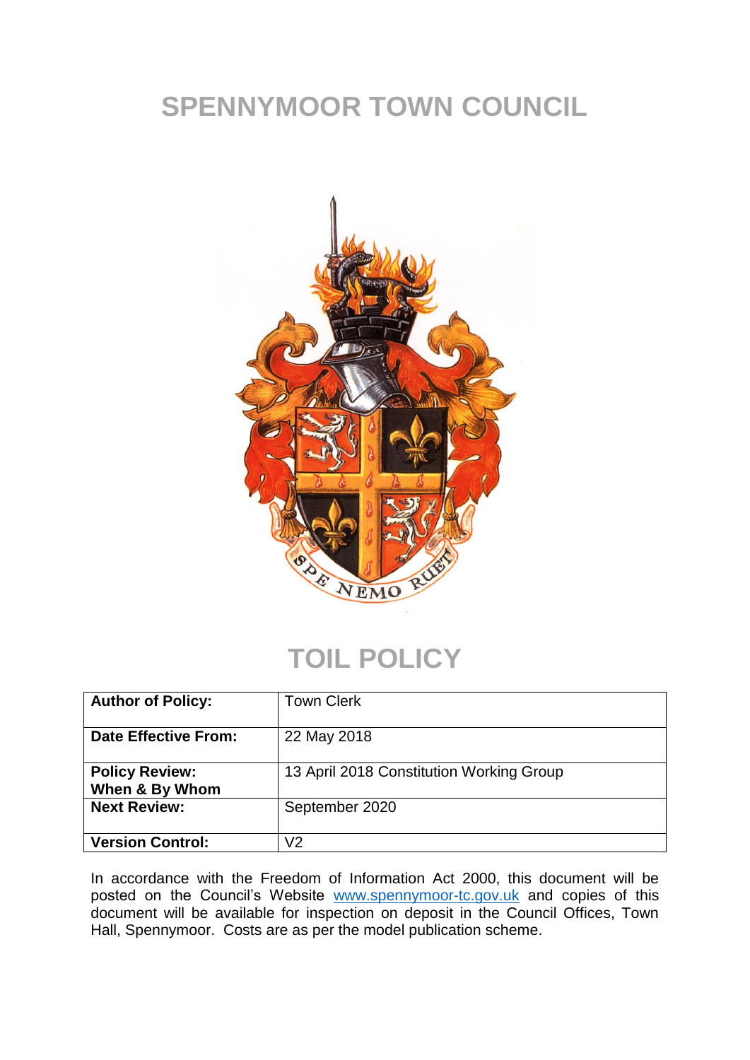# SPENNYMOOR TOWN COUNCIL

# TOIL POLICY

| **Author of Policy:** | Town Clerk |
|---|---|
| **Date Effective From:** | 22 May 2018 |
| **Policy Review: When & By Whom** | 13 April 2018 Constitution Working Group |
| **Next Review:** | September 2020 |
| **Version Control:** | V2 |

In accordance with the Freedom of Information Act 2000, this document will be posted on the Council's Website www.spennymoor-tc.gov.uk and copies of this document will be available for inspection on deposit in the Council Offices, Town Hall, Spennymoor. Costs are as per the model publication scheme.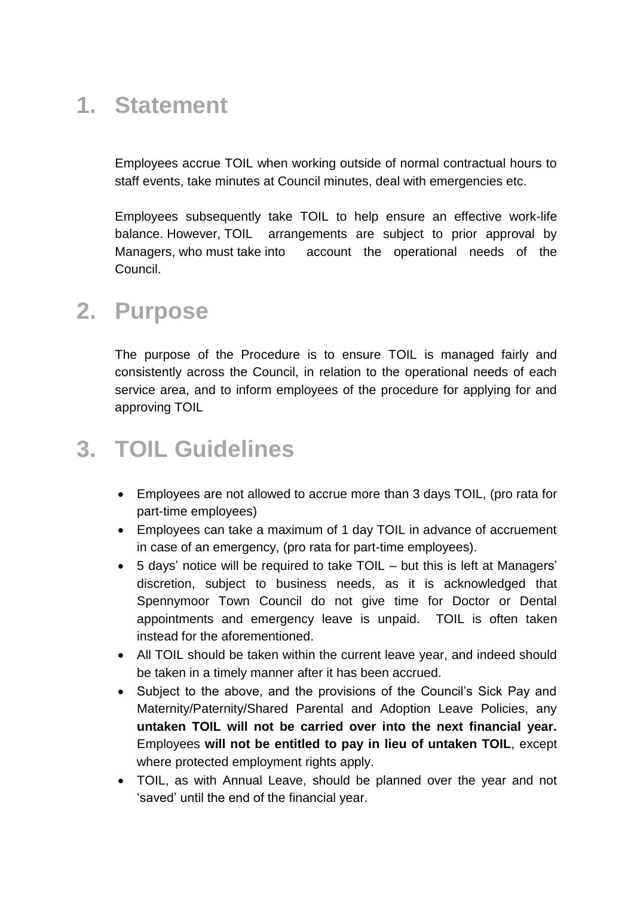# 1. Statement

Employees accrue TOIL when working outside of normal contractual hours to staff events, take minutes at Council minutes, deal with emergencies etc.

Employees subsequently take TOIL to help ensure an effective work-life balance. However, TOIL arrangements are subject to prior approval by Managers, who must take into account the operational needs of the Council.

# 2. Purpose

The purpose of the Procedure is to ensure TOIL is managed fairly and consistently across the Council, in relation to the operational needs of each service area, and to inform employees of the procedure for applying for and approving TOIL

# 3. TOIL Guidelines

- Employees are not allowed to accrue more than 3 days TOIL, (pro rata for part-time employees)
- Employees can take a maximum of 1 day TOIL in advance of accruement in case of an emergency, (pro rata for part-time employees).
- 5 days' notice will be required to take TOIL – but this is left at Managers' discretion, subject to business needs, as it is acknowledged that Spennymoor Town Council do not give time for Doctor or Dental appointments and emergency leave is unpaid. TOIL is often taken instead for the aforementioned.
- All TOIL should be taken within the current leave year, and indeed should be taken in a timely manner after it has been accrued.
- Subject to the above, and the provisions of the Council's Sick Pay and Maternity/Paternity/Shared Parental and Adoption Leave Policies, any **untaken TOIL will not be carried over into the next financial year.** Employees **will not be entitled to pay in lieu of untaken TOIL**, except where protected employment rights apply.
- TOIL, as with Annual Leave, should be planned over the year and not 'saved' until the end of the financial year.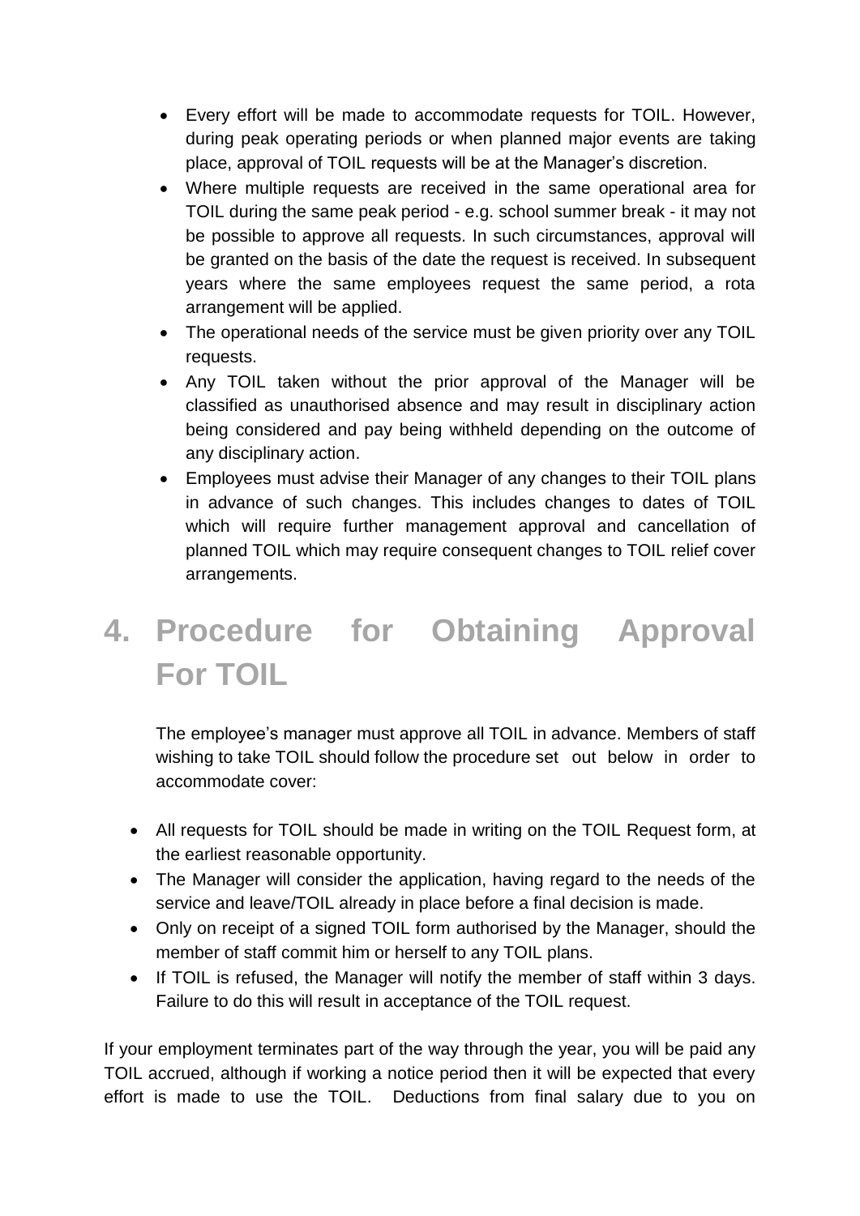- Every effort will be made to accommodate requests for TOIL. However, during peak operating periods or when planned major events are taking place, approval of TOIL requests will be at the Manager's discretion.
- Where multiple requests are received in the same operational area for TOIL during the same peak period - e.g. school summer break - it may not be possible to approve all requests. In such circumstances, approval will be granted on the basis of the date the request is received. In subsequent years where the same employees request the same period, a rota arrangement will be applied.
- The operational needs of the service must be given priority over any TOIL requests.
- Any TOIL taken without the prior approval of the Manager will be classified as unauthorised absence and may result in disciplinary action being considered and pay being withheld depending on the outcome of any disciplinary action.
- Employees must advise their Manager of any changes to their TOIL plans in advance of such changes. This includes changes to dates of TOIL which will require further management approval and cancellation of planned TOIL which may require consequent changes to TOIL relief cover arrangements.

# 4. Procedure for Obtaining Approval For TOIL

The employee's manager must approve all TOIL in advance. Members of staff wishing to take TOIL should follow the procedure set out below in order to accommodate cover:

- All requests for TOIL should be made in writing on the TOIL Request form, at the earliest reasonable opportunity.
- The Manager will consider the application, having regard to the needs of the service and leave/TOIL already in place before a final decision is made.
- Only on receipt of a signed TOIL form authorised by the Manager, should the member of staff commit him or herself to any TOIL plans.
- If TOIL is refused, the Manager will notify the member of staff within 3 days. Failure to do this will result in acceptance of the TOIL request.

If your employment terminates part of the way through the year, you will be paid any TOIL accrued, although if working a notice period then it will be expected that every effort is made to use the TOIL. Deductions from final salary due to you on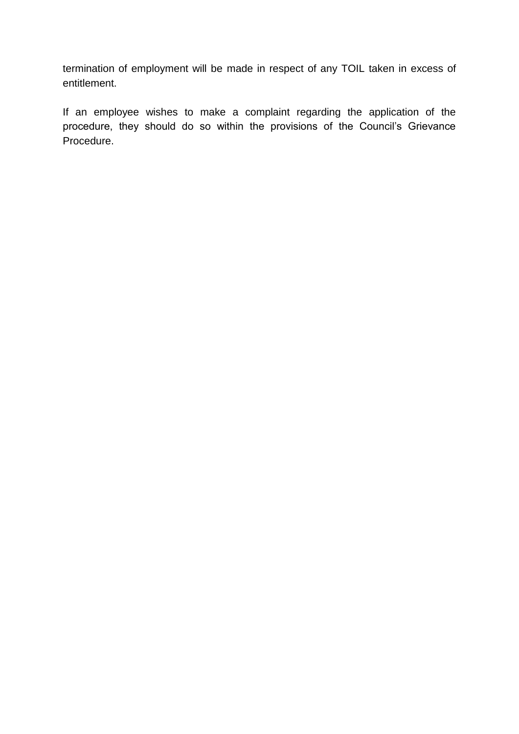termination of employment will be made in respect of any TOIL taken in excess of entitlement.

If an employee wishes to make a complaint regarding the application of the procedure, they should do so within the provisions of the Council's Grievance Procedure.